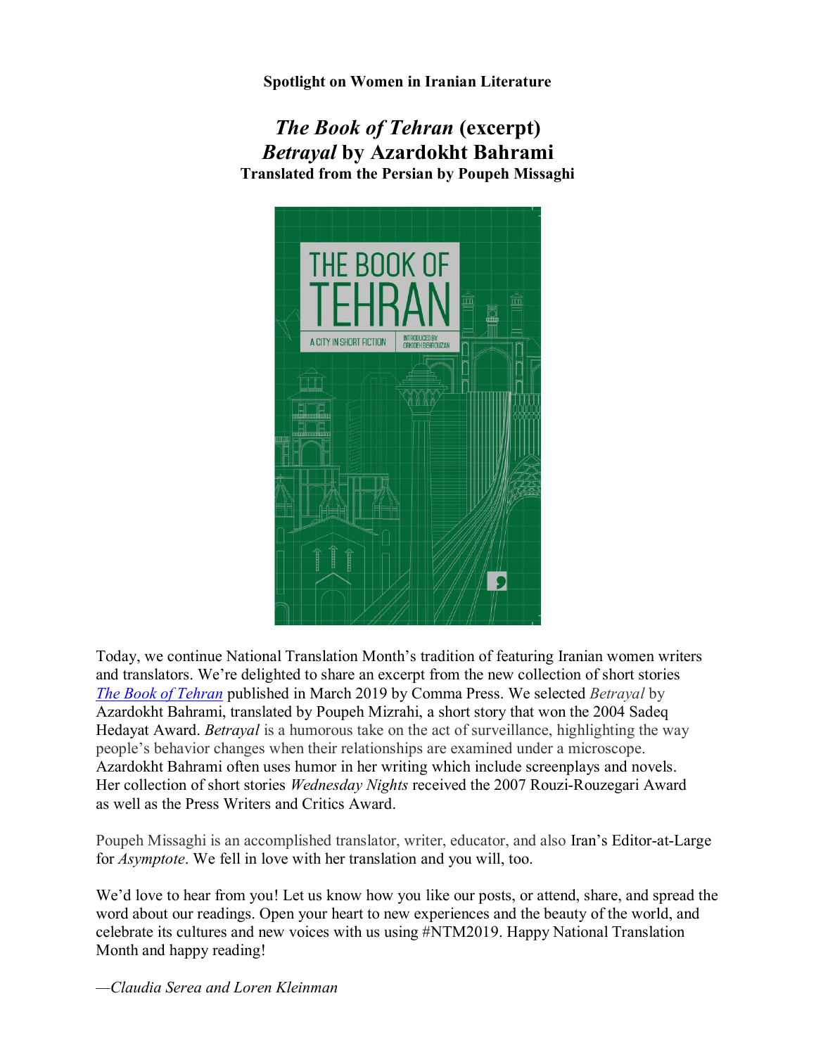**Spotlight on Women in Iranian Literature**

# *The Book of Tehran* (excerpt)

## *Betrayal* by Azardokht Bahrami

**Translated from the Persian by Poupeh Missaghi**

Today, we continue National Translation Month's tradition of featuring Iranian women writers and translators. We're delighted to share an excerpt from the new collection of short stories *The Book of Tehran* published in March 2019 by Comma Press. We selected *Betrayal* by Azardokht Bahrami, translated by Poupeh Mizrahi, a short story that won the 2004 Sadeq Hedayat Award. *Betrayal* is a humorous take on the act of surveillance, highlighting the way people's behavior changes when their relationships are examined under a microscope. Azardokht Bahrami often uses humor in her writing which include screenplays and novels. Her collection of short stories *Wednesday Nights* received the 2007 Rouzi-Rouzegari Award as well as the Press Writers and Critics Award.

Poupeh Missaghi is an accomplished translator, writer, educator, and also Iran's Editor-at-Large for *Asymptote*. We fell in love with her translation and you will, too.

We'd love to hear from you! Let us know how you like our posts, or attend, share, and spread the word about our readings. Open your heart to new experiences and the beauty of the world, and celebrate its cultures and new voices with us using #NTM2019. Happy National Translation Month and happy reading!

—*Claudia Serea and Loren Kleinman*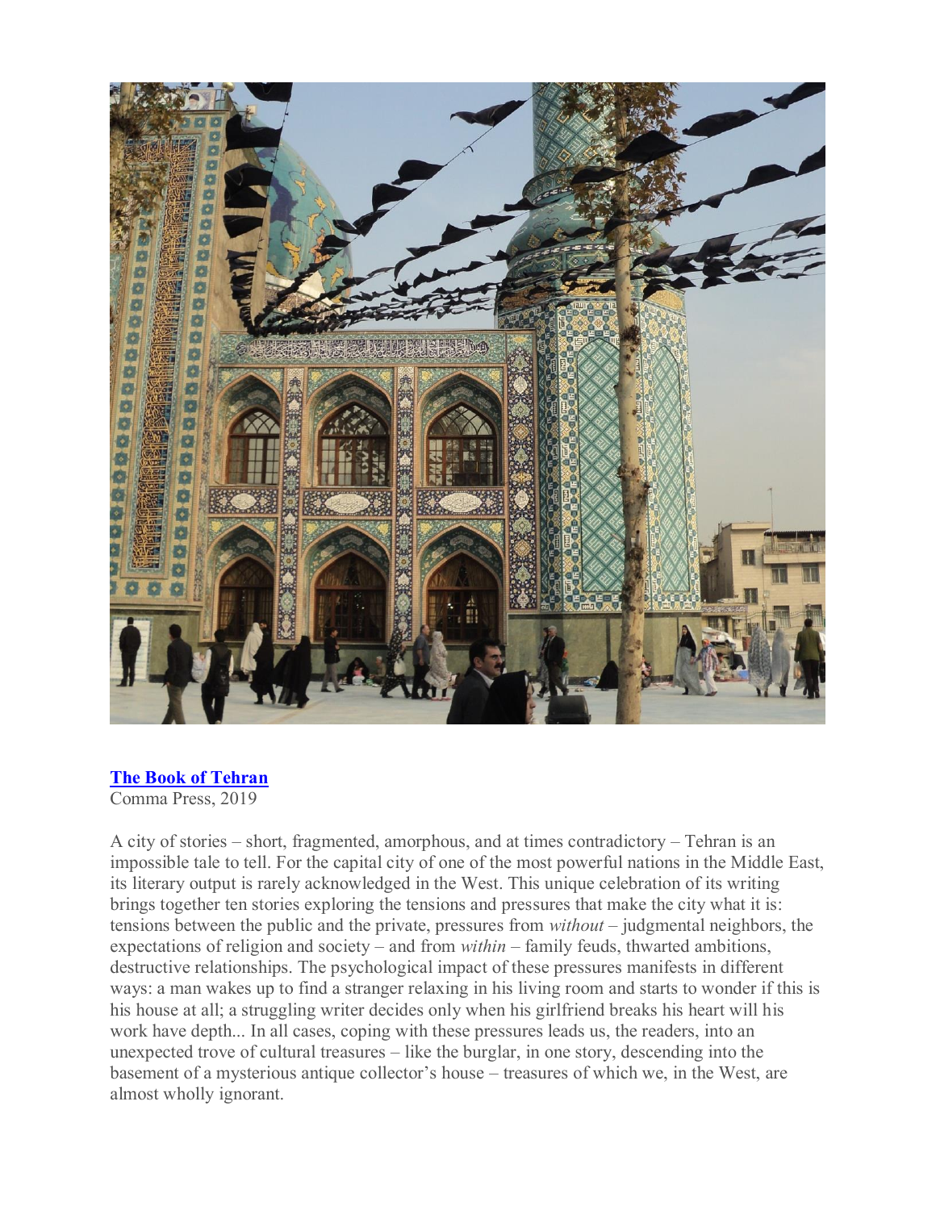[**The Book of Tehran**](#)
Comma Press, 2019

A city of stories – short, fragmented, amorphous, and at times contradictory – Tehran is an impossible tale to tell. For the capital city of one of the most powerful nations in the Middle East, its literary output is rarely acknowledged in the West. This unique celebration of its writing brings together ten stories exploring the tensions and pressures that make the city what it is: tensions between the public and the private, pressures from *without* – judgmental neighbors, the expectations of religion and society – and from *within* – family feuds, thwarted ambitions, destructive relationships. The psychological impact of these pressures manifests in different ways: a man wakes up to find a stranger relaxing in his living room and starts to wonder if this is his house at all; a struggling writer decides only when his girlfriend breaks his heart will his work have depth... In all cases, coping with these pressures leads us, the readers, into an unexpected trove of cultural treasures – like the burglar, in one story, descending into the basement of a mysterious antique collector's house – treasures of which we, in the West, are almost wholly ignorant.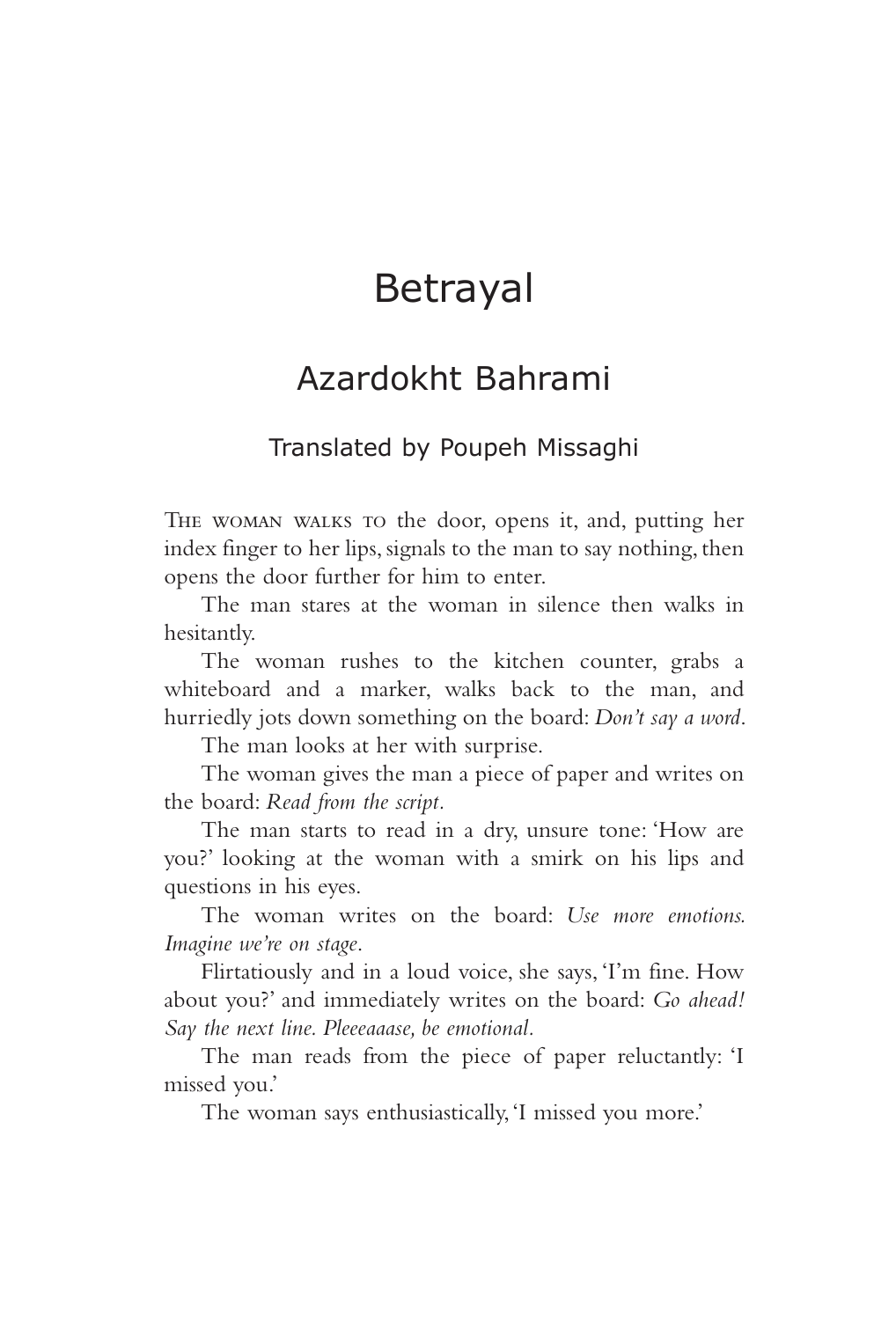# Betrayal

## Azardokht Bahrami

### Translated by Poupeh Missaghi

The woman walks to the door, opens it, and, putting her index finger to her lips, signals to the man to say nothing, then opens the door further for him to enter.

The man stares at the woman in silence then walks in hesitantly.

The woman rushes to the kitchen counter, grabs a whiteboard and a marker, walks back to the man, and hurriedly jots down something on the board: *Don't say a word*.

The man looks at her with surprise.

The woman gives the man a piece of paper and writes on the board: *Read from the script.*

The man starts to read in a dry, unsure tone: 'How are you?' looking at the woman with a smirk on his lips and questions in his eyes.

The woman writes on the board: *Use more emotions. Imagine we're on stage*.

Flirtatiously and in a loud voice, she says, 'I'm fine. How about you?' and immediately writes on the board: *Go ahead! Say the next line. Pleeeaaase, be emotional.*

The man reads from the piece of paper reluctantly: 'I missed you.'

The woman says enthusiastically, 'I missed you more.'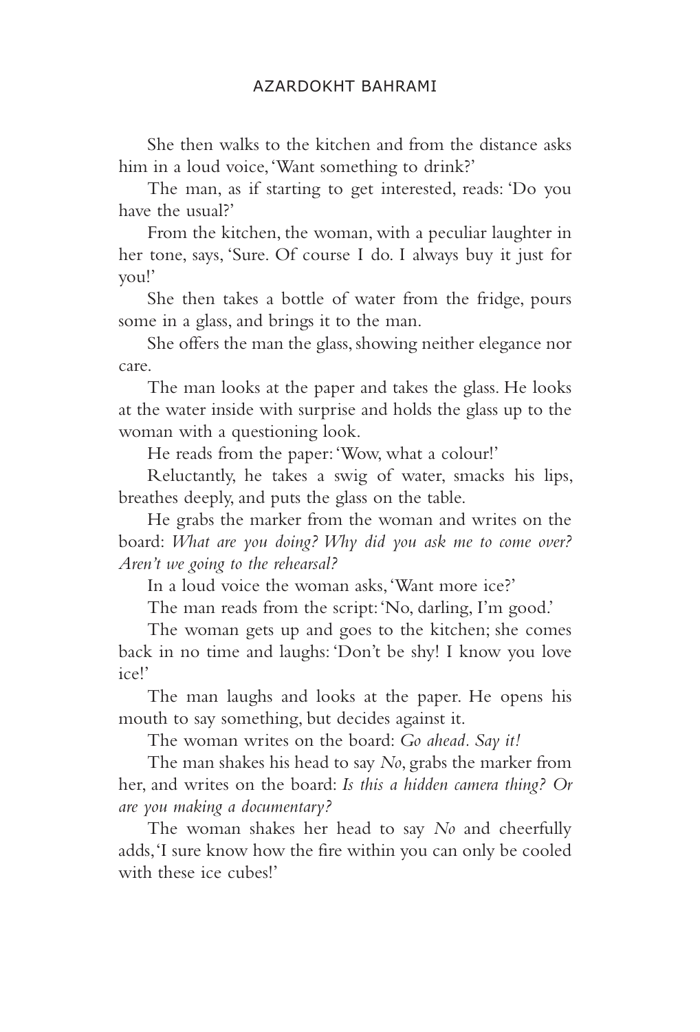She then walks to the kitchen and from the distance asks him in a loud voice, 'Want something to drink?'

The man, as if starting to get interested, reads: 'Do you have the usual?'

From the kitchen, the woman, with a peculiar laughter in her tone, says, 'Sure. Of course I do. I always buy it just for you!'

She then takes a bottle of water from the fridge, pours some in a glass, and brings it to the man.

She offers the man the glass, showing neither elegance nor care.

The man looks at the paper and takes the glass. He looks at the water inside with surprise and holds the glass up to the woman with a questioning look.

He reads from the paper: 'Wow, what a colour!'

Reluctantly, he takes a swig of water, smacks his lips, breathes deeply, and puts the glass on the table.

He grabs the marker from the woman and writes on the board: *What are you doing? Why did you ask me to come over? Aren't we going to the rehearsal?*

In a loud voice the woman asks, 'Want more ice?'

The man reads from the script: 'No, darling, I'm good.'

The woman gets up and goes to the kitchen; she comes back in no time and laughs: 'Don't be shy! I know you love ice!'

The man laughs and looks at the paper. He opens his mouth to say something, but decides against it.

The woman writes on the board: *Go ahead. Say it!*

The man shakes his head to say *No*, grabs the marker from her, and writes on the board: *Is this a hidden camera thing? Or are you making a documentary?*

The woman shakes her head to say *No* and cheerfully adds, 'I sure know how the fire within you can only be cooled with these ice cubes!'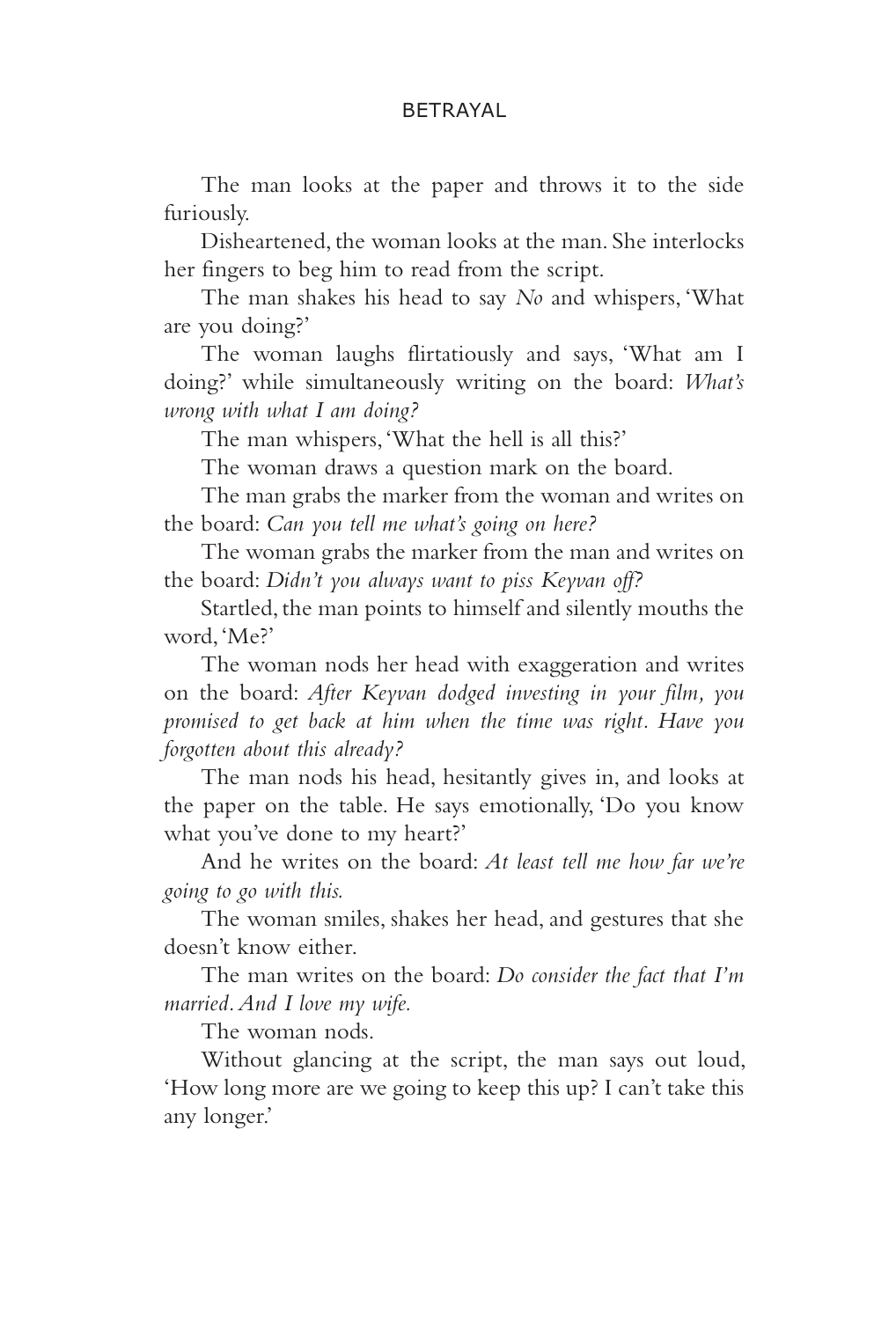The man looks at the paper and throws it to the side furiously.

Disheartened, the woman looks at the man. She interlocks her fingers to beg him to read from the script.

The man shakes his head to say *No* and whispers, 'What are you doing?'

The woman laughs flirtatiously and says, 'What am I doing?' while simultaneously writing on the board: *What's wrong with what I am doing?*

The man whispers, 'What the hell is all this?'

The woman draws a question mark on the board.

The man grabs the marker from the woman and writes on the board: *Can you tell me what's going on here?*

The woman grabs the marker from the man and writes on the board: *Didn't you always want to piss Keyvan off?*

Startled, the man points to himself and silently mouths the word, 'Me?'

The woman nods her head with exaggeration and writes on the board: *After Keyvan dodged investing in your film, you promised to get back at him when the time was right. Have you forgotten about this already?*

The man nods his head, hesitantly gives in, and looks at the paper on the table. He says emotionally, 'Do you know what you've done to my heart?'

And he writes on the board: *At least tell me how far we're going to go with this.*

The woman smiles, shakes her head, and gestures that she doesn't know either.

The man writes on the board: *Do consider the fact that I'm married. And I love my wife.*

The woman nods.

Without glancing at the script, the man says out loud, 'How long more are we going to keep this up? I can't take this any longer.'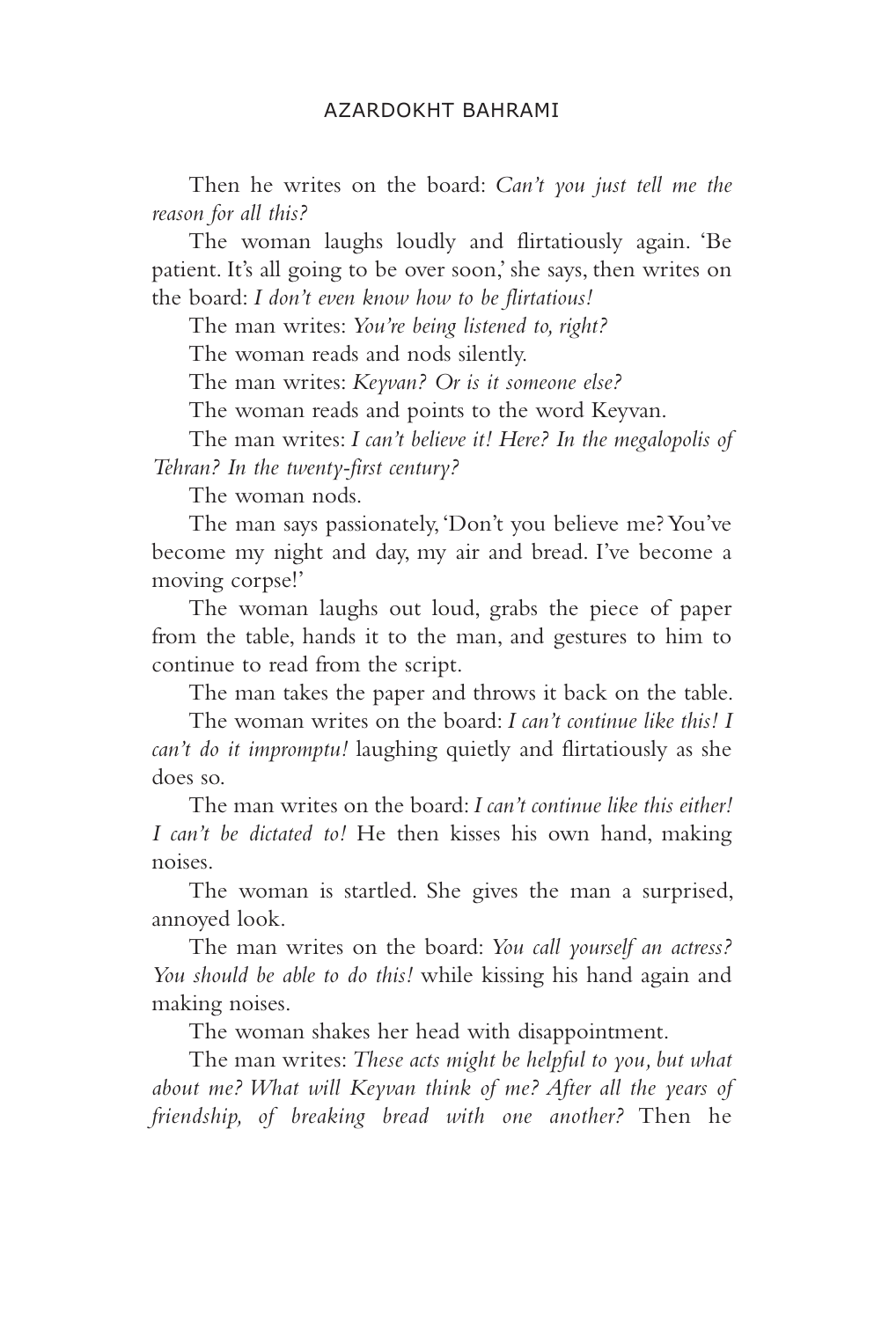Then he writes on the board: *Can't you just tell me the reason for all this?*

The woman laughs loudly and flirtatiously again. 'Be patient. It's all going to be over soon,' she says, then writes on the board: *I don't even know how to be flirtatious!*

The man writes: *You're being listened to, right?*

The woman reads and nods silently.

The man writes: *Keyvan? Or is it someone else?*

The woman reads and points to the word Keyvan.

The man writes: *I can't believe it! Here? In the megalopolis of Tehran? In the twenty-first century?*

The woman nods.

The man says passionately, 'Don't you believe me? You've become my night and day, my air and bread. I've become a moving corpse!'

The woman laughs out loud, grabs the piece of paper from the table, hands it to the man, and gestures to him to continue to read from the script.

The man takes the paper and throws it back on the table.

The woman writes on the board: *I can't continue like this! I can't do it impromptu!* laughing quietly and flirtatiously as she does so.

The man writes on the board: *I can't continue like this either! I can't be dictated to!* He then kisses his own hand, making noises.

The woman is startled. She gives the man a surprised, annoyed look.

The man writes on the board: *You call yourself an actress? You should be able to do this!* while kissing his hand again and making noises.

The woman shakes her head with disappointment.

The man writes: *These acts might be helpful to you, but what about me? What will Keyvan think of me? After all the years of friendship, of breaking bread with one another?* Then he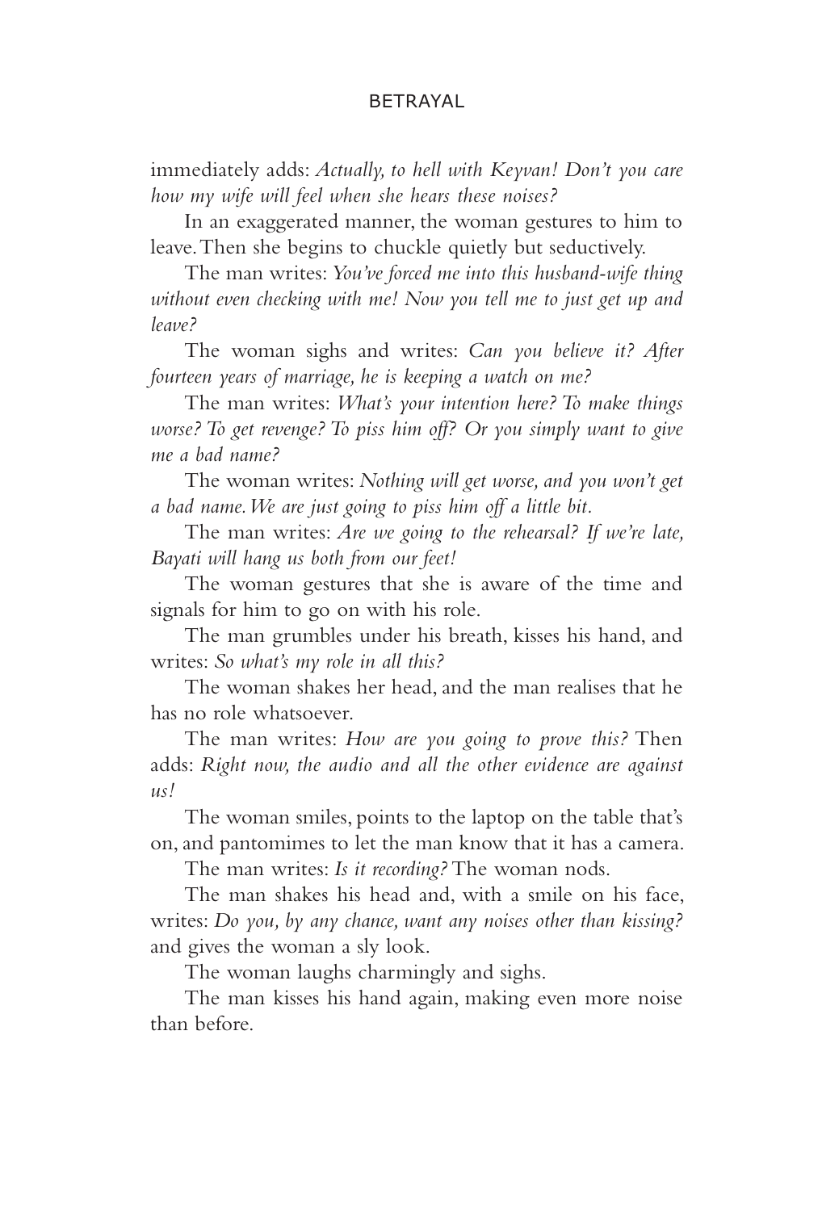immediately adds: *Actually, to hell with Keyvan! Don't you care how my wife will feel when she hears these noises?*

In an exaggerated manner, the woman gestures to him to leave. Then she begins to chuckle quietly but seductively.

The man writes: *You've forced me into this husband-wife thing without even checking with me! Now you tell me to just get up and leave?*

The woman sighs and writes: *Can you believe it? After fourteen years of marriage, he is keeping a watch on me?*

The man writes: *What's your intention here? To make things worse? To get revenge? To piss him off? Or you simply want to give me a bad name?*

The woman writes: *Nothing will get worse, and you won't get a bad name. We are just going to piss him off a little bit.*

The man writes: *Are we going to the rehearsal? If we're late, Bayati will hang us both from our feet!*

The woman gestures that she is aware of the time and signals for him to go on with his role.

The man grumbles under his breath, kisses his hand, and writes: *So what's my role in all this?*

The woman shakes her head, and the man realises that he has no role whatsoever.

The man writes: *How are you going to prove this?* Then adds: *Right now, the audio and all the other evidence are against us!*

The woman smiles, points to the laptop on the table that's on, and pantomimes to let the man know that it has a camera.

The man writes: *Is it recording?* The woman nods.

The man shakes his head and, with a smile on his face, writes: *Do you, by any chance, want any noises other than kissing?* and gives the woman a sly look.

The woman laughs charmingly and sighs.

The man kisses his hand again, making even more noise than before.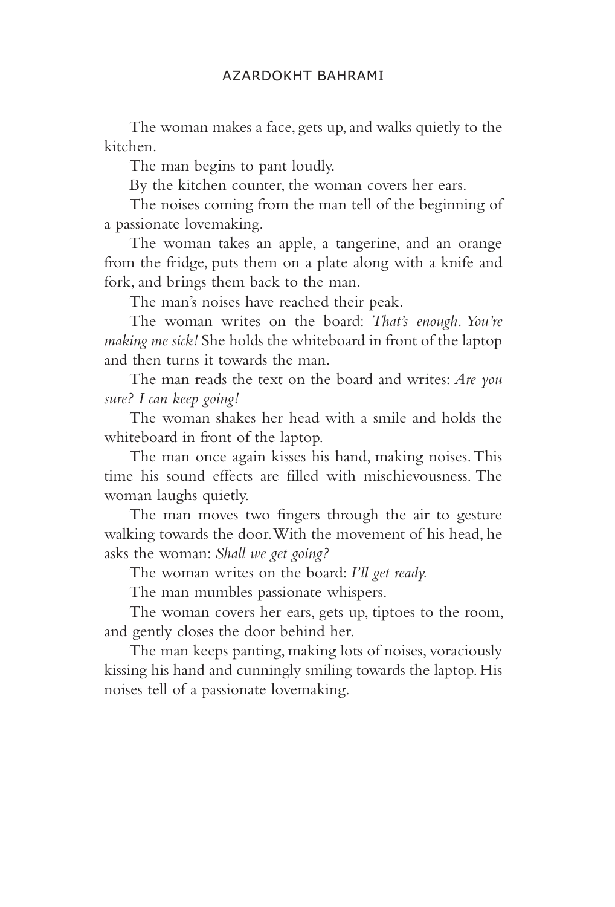The woman makes a face, gets up, and walks quietly to the kitchen.

The man begins to pant loudly.

By the kitchen counter, the woman covers her ears.

The noises coming from the man tell of the beginning of a passionate lovemaking.

The woman takes an apple, a tangerine, and an orange from the fridge, puts them on a plate along with a knife and fork, and brings them back to the man.

The man's noises have reached their peak.

The woman writes on the board: *That's enough. You're making me sick!* She holds the whiteboard in front of the laptop and then turns it towards the man.

The man reads the text on the board and writes: *Are you sure? I can keep going!*

The woman shakes her head with a smile and holds the whiteboard in front of the laptop.

The man once again kisses his hand, making noises. This time his sound effects are filled with mischievousness. The woman laughs quietly.

The man moves two fingers through the air to gesture walking towards the door. With the movement of his head, he asks the woman: *Shall we get going?*

The woman writes on the board: *I'll get ready.*

The man mumbles passionate whispers.

The woman covers her ears, gets up, tiptoes to the room, and gently closes the door behind her.

The man keeps panting, making lots of noises, voraciously kissing his hand and cunningly smiling towards the laptop. His noises tell of a passionate lovemaking.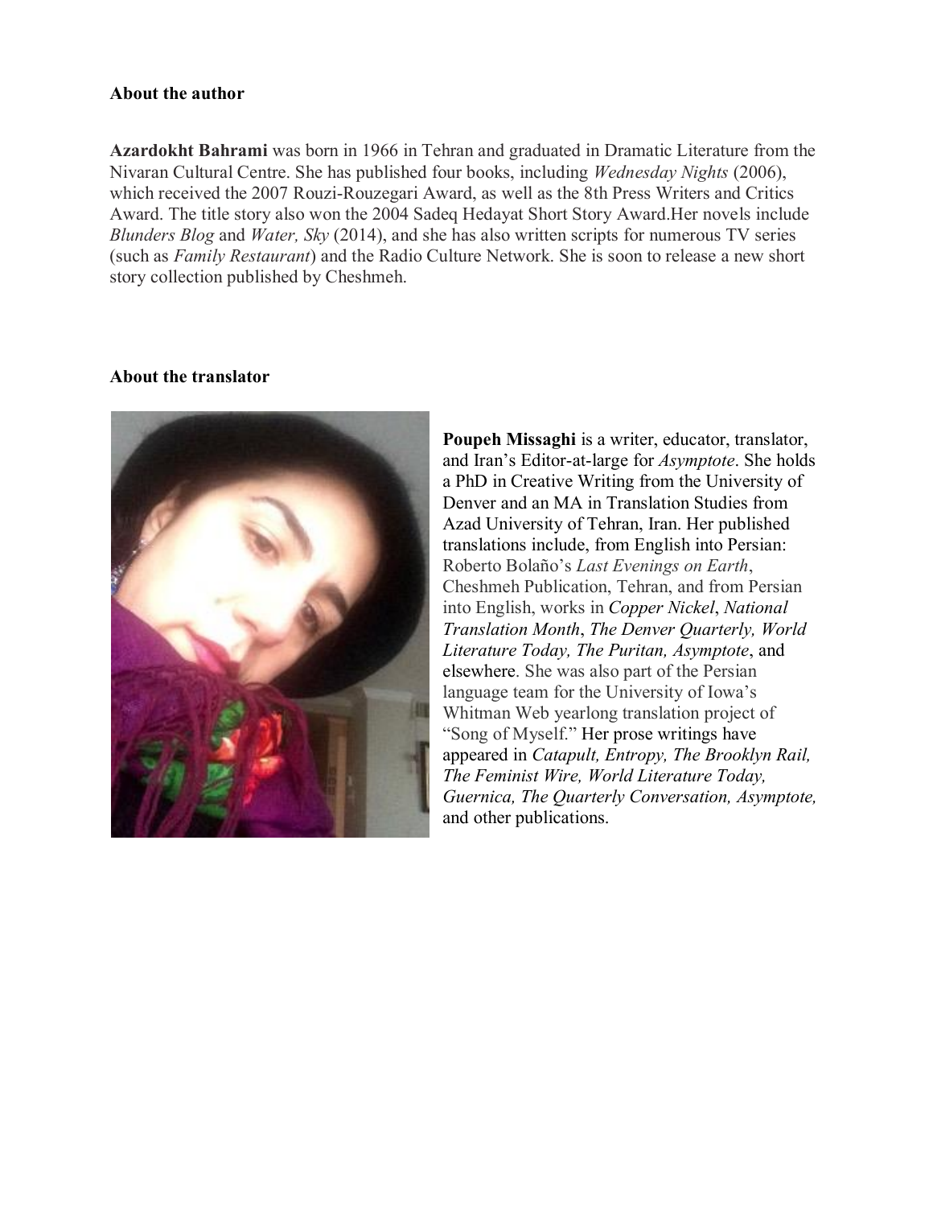**About the author**

**Azardokht Bahrami** was born in 1966 in Tehran and graduated in Dramatic Literature from the Nivaran Cultural Centre. She has published four books, including *Wednesday Nights* (2006), which received the 2007 Rouzi-Rouzegari Award, as well as the 8th Press Writers and Critics Award. The title story also won the 2004 Sadeq Hedayat Short Story Award.Her novels include *Blunders Blog* and *Water, Sky* (2014), and she has also written scripts for numerous TV series (such as *Family Restaurant*) and the Radio Culture Network. She is soon to release a new short story collection published by Cheshmeh.

**About the translator**

**Poupeh Missaghi** is a writer, educator, translator, and Iran's Editor-at-large for *Asymptote*. She holds a PhD in Creative Writing from the University of Denver and an MA in Translation Studies from Azad University of Tehran, Iran. Her published translations include, from English into Persian: Roberto Bolaño's *Last Evenings on Earth*, Cheshmeh Publication, Tehran, and from Persian into English, works in *Copper Nickel*, *National Translation Month*, *The Denver Quarterly, World Literature Today, The Puritan, Asymptote*, and elsewhere. She was also part of the Persian language team for the University of Iowa's Whitman Web yearlong translation project of "Song of Myself." Her prose writings have appeared in *Catapult, Entropy, The Brooklyn Rail, The Feminist Wire, World Literature Today, Guernica, The Quarterly Conversation, Asymptote,* and other publications.